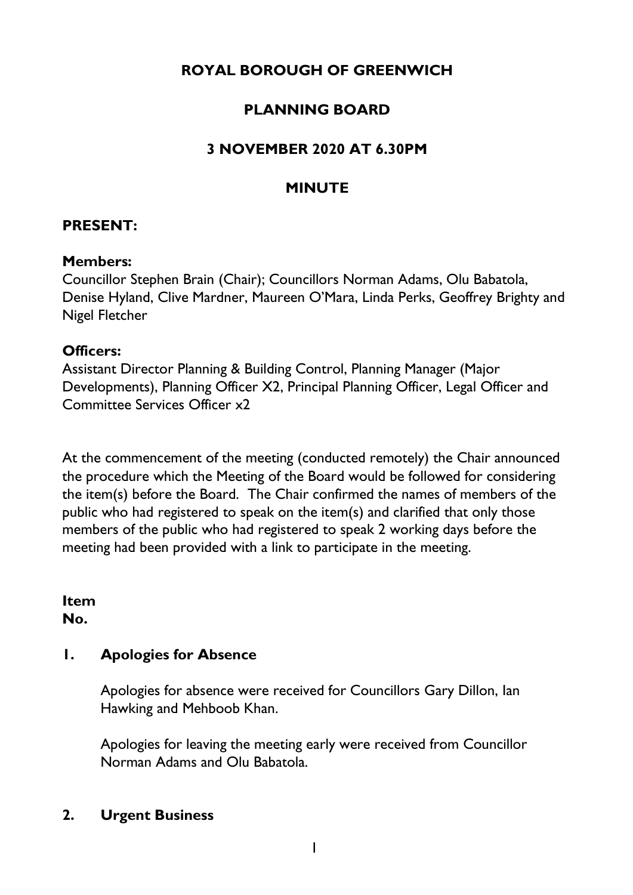# ROYAL BOROUGH OF GREENWICH

## PLANNING BOARD

## 3 NOVEMBER 2020 AT 6.30PM

## MINUTE

**PRESENT:**

**Members:**
Councillor Stephen Brain (Chair); Councillors Norman Adams, Olu Babatola, Denise Hyland, Clive Mardner, Maureen O'Mara, Linda Perks, Geoffrey Brighty and Nigel Fletcher

**Officers:**
Assistant Director Planning & Building Control, Planning Manager (Major Developments), Planning Officer X2, Principal Planning Officer, Legal Officer and Committee Services Officer x2

At the commencement of the meeting (conducted remotely) the Chair announced the procedure which the Meeting of the Board would be followed for considering the item(s) before the Board. The Chair confirmed the names of members of the public who had registered to speak on the item(s) and clarified that only those members of the public who had registered to speak 2 working days before the meeting had been provided with a link to participate in the meeting.

**Item No.**

**1. Apologies for Absence**

Apologies for absence were received for Councillors Gary Dillon, Ian Hawking and Mehboob Khan.

Apologies for leaving the meeting early were received from Councillor Norman Adams and Olu Babatola.

**2. Urgent Business**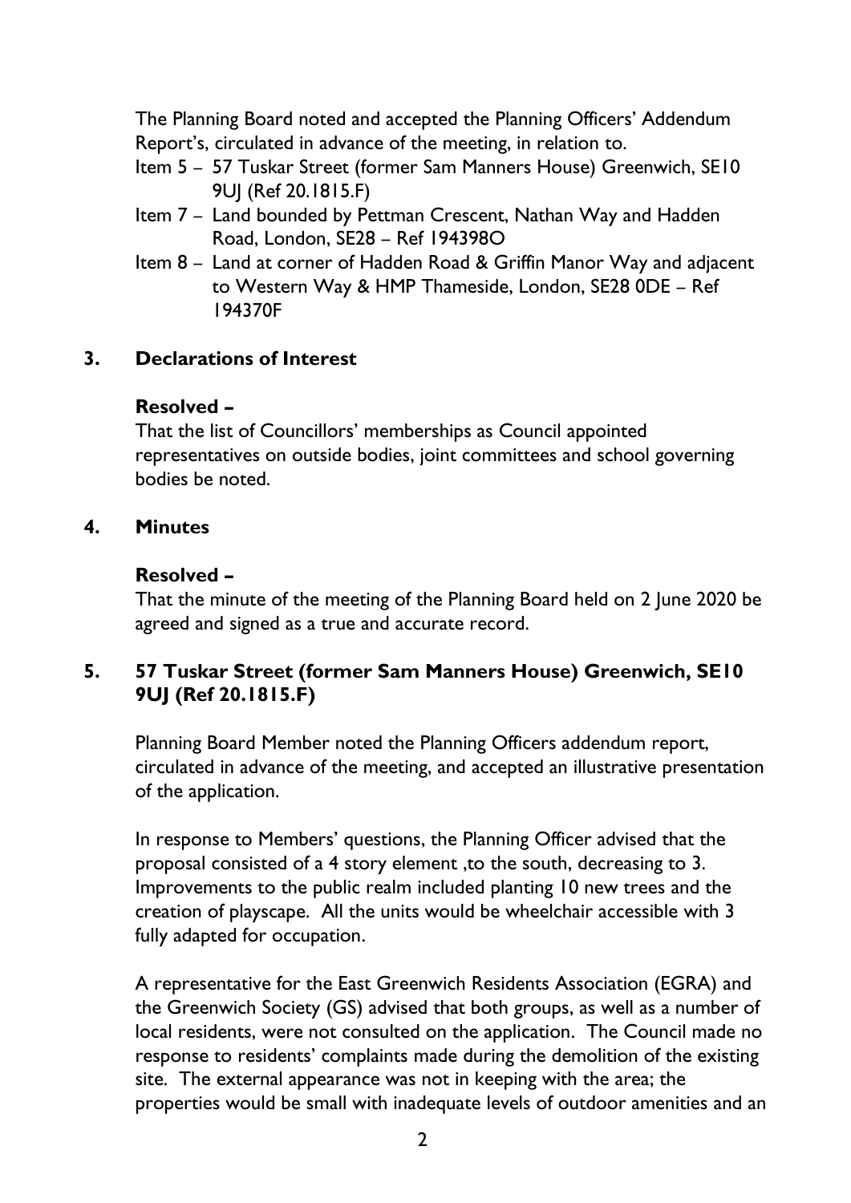The Planning Board noted and accepted the Planning Officers' Addendum Report's, circulated in advance of the meeting, in relation to.

- Item 5 – 57 Tuskar Street (former Sam Manners House) Greenwich, SE10 9UJ (Ref 20.1815.F)
- Item 7 – Land bounded by Pettman Crescent, Nathan Way and Hadden Road, London, SE28 – Ref 194398O
- Item 8 – Land at corner of Hadden Road & Griffin Manor Way and adjacent to Western Way & HMP Thameside, London, SE28 0DE – Ref 194370F

## 3. Declarations of Interest

**Resolved –**

That the list of Councillors' memberships as Council appointed representatives on outside bodies, joint committees and school governing bodies be noted.

## 4. Minutes

**Resolved –**

That the minute of the meeting of the Planning Board held on 2 June 2020 be agreed and signed as a true and accurate record.

## 5. 57 Tuskar Street (former Sam Manners House) Greenwich, SE10 9UJ (Ref 20.1815.F)

Planning Board Member noted the Planning Officers addendum report, circulated in advance of the meeting, and accepted an illustrative presentation of the application.

In response to Members' questions, the Planning Officer advised that the proposal consisted of a 4 story element ,to the south, decreasing to 3. Improvements to the public realm included planting 10 new trees and the creation of playscape. All the units would be wheelchair accessible with 3 fully adapted for occupation.

A representative for the East Greenwich Residents Association (EGRA) and the Greenwich Society (GS) advised that both groups, as well as a number of local residents, were not consulted on the application. The Council made no response to residents' complaints made during the demolition of the existing site. The external appearance was not in keeping with the area; the properties would be small with inadequate levels of outdoor amenities and an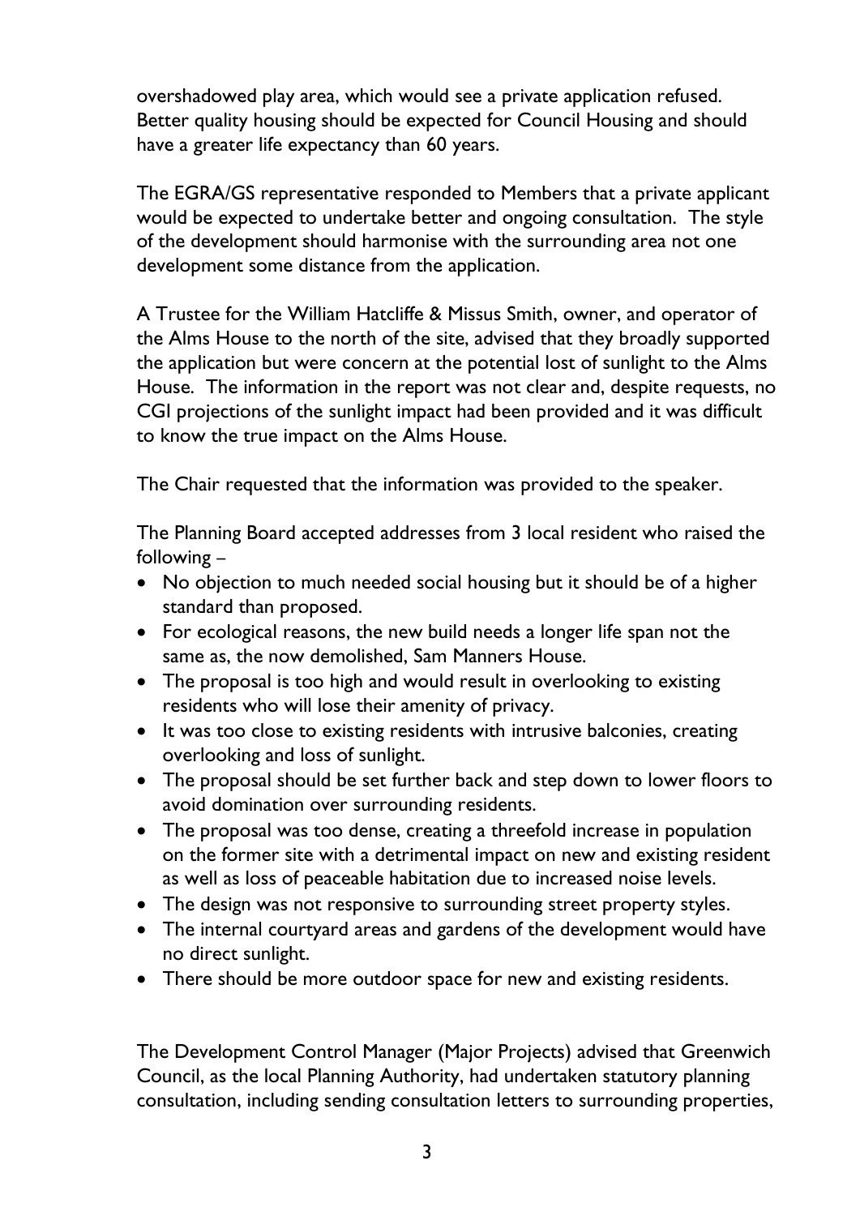overshadowed play area, which would see a private application refused. Better quality housing should be expected for Council Housing and should have a greater life expectancy than 60 years.

The EGRA/GS representative responded to Members that a private applicant would be expected to undertake better and ongoing consultation. The style of the development should harmonise with the surrounding area not one development some distance from the application.

A Trustee for the William Hatcliffe & Missus Smith, owner, and operator of the Alms House to the north of the site, advised that they broadly supported the application but were concern at the potential lost of sunlight to the Alms House. The information in the report was not clear and, despite requests, no CGI projections of the sunlight impact had been provided and it was difficult to know the true impact on the Alms House.

The Chair requested that the information was provided to the speaker.

The Planning Board accepted addresses from 3 local resident who raised the following –

- No objection to much needed social housing but it should be of a higher standard than proposed.
- For ecological reasons, the new build needs a longer life span not the same as, the now demolished, Sam Manners House.
- The proposal is too high and would result in overlooking to existing residents who will lose their amenity of privacy.
- It was too close to existing residents with intrusive balconies, creating overlooking and loss of sunlight.
- The proposal should be set further back and step down to lower floors to avoid domination over surrounding residents.
- The proposal was too dense, creating a threefold increase in population on the former site with a detrimental impact on new and existing resident as well as loss of peaceable habitation due to increased noise levels.
- The design was not responsive to surrounding street property styles.
- The internal courtyard areas and gardens of the development would have no direct sunlight.
- There should be more outdoor space for new and existing residents.

The Development Control Manager (Major Projects) advised that Greenwich Council, as the local Planning Authority, had undertaken statutory planning consultation, including sending consultation letters to surrounding properties,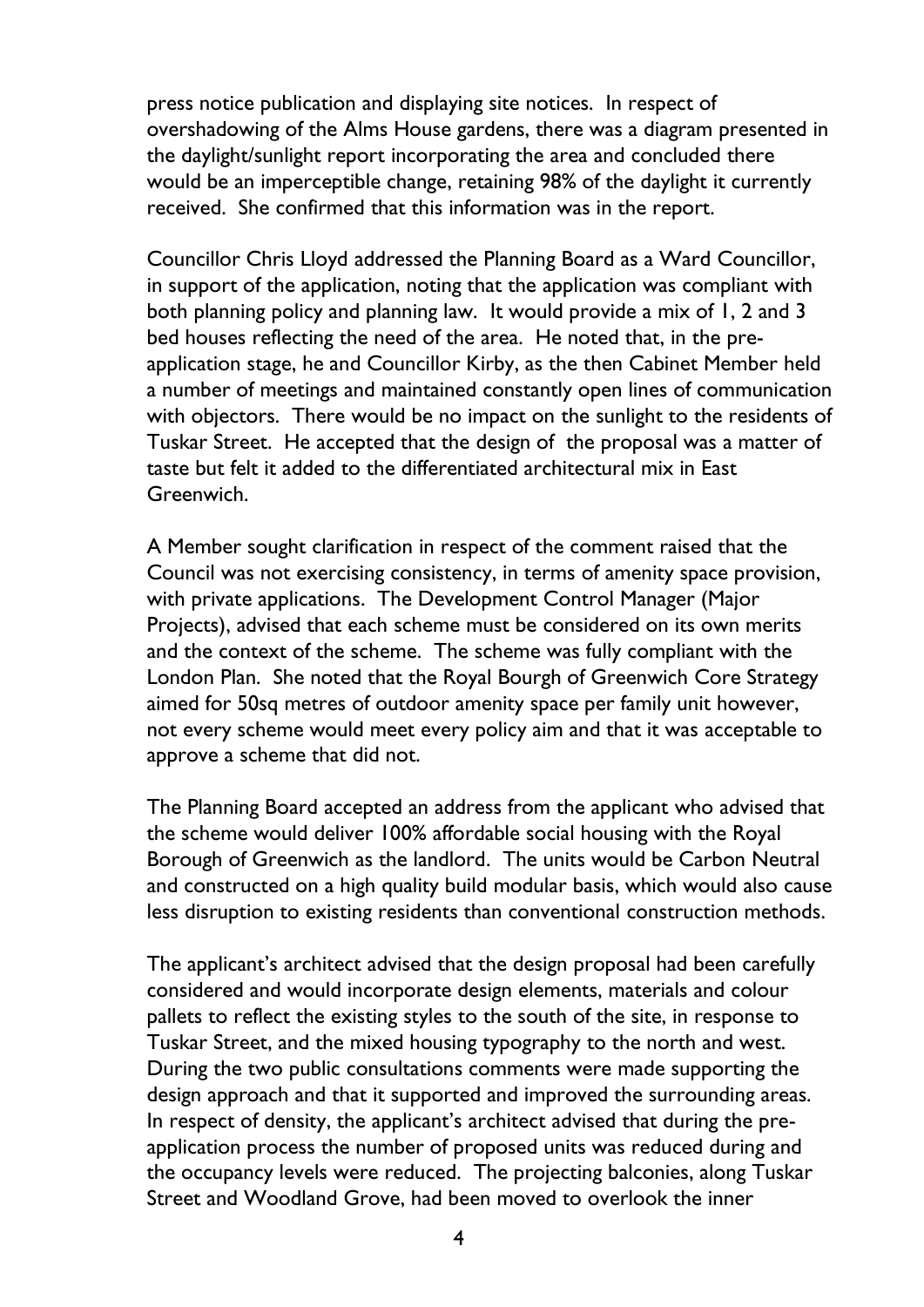press notice publication and displaying site notices. In respect of overshadowing of the Alms House gardens, there was a diagram presented in the daylight/sunlight report incorporating the area and concluded there would be an imperceptible change, retaining 98% of the daylight it currently received. She confirmed that this information was in the report.

Councillor Chris Lloyd addressed the Planning Board as a Ward Councillor, in support of the application, noting that the application was compliant with both planning policy and planning law. It would provide a mix of 1, 2 and 3 bed houses reflecting the need of the area. He noted that, in the pre-application stage, he and Councillor Kirby, as the then Cabinet Member held a number of meetings and maintained constantly open lines of communication with objectors. There would be no impact on the sunlight to the residents of Tuskar Street. He accepted that the design of the proposal was a matter of taste but felt it added to the differentiated architectural mix in East Greenwich.

A Member sought clarification in respect of the comment raised that the Council was not exercising consistency, in terms of amenity space provision, with private applications. The Development Control Manager (Major Projects), advised that each scheme must be considered on its own merits and the context of the scheme. The scheme was fully compliant with the London Plan. She noted that the Royal Bourgh of Greenwich Core Strategy aimed for 50sq metres of outdoor amenity space per family unit however, not every scheme would meet every policy aim and that it was acceptable to approve a scheme that did not.

The Planning Board accepted an address from the applicant who advised that the scheme would deliver 100% affordable social housing with the Royal Borough of Greenwich as the landlord. The units would be Carbon Neutral and constructed on a high quality build modular basis, which would also cause less disruption to existing residents than conventional construction methods.

The applicant's architect advised that the design proposal had been carefully considered and would incorporate design elements, materials and colour pallets to reflect the existing styles to the south of the site, in response to Tuskar Street, and the mixed housing typography to the north and west. During the two public consultations comments were made supporting the design approach and that it supported and improved the surrounding areas. In respect of density, the applicant's architect advised that during the pre-application process the number of proposed units was reduced during and the occupancy levels were reduced. The projecting balconies, along Tuskar Street and Woodland Grove, had been moved to overlook the inner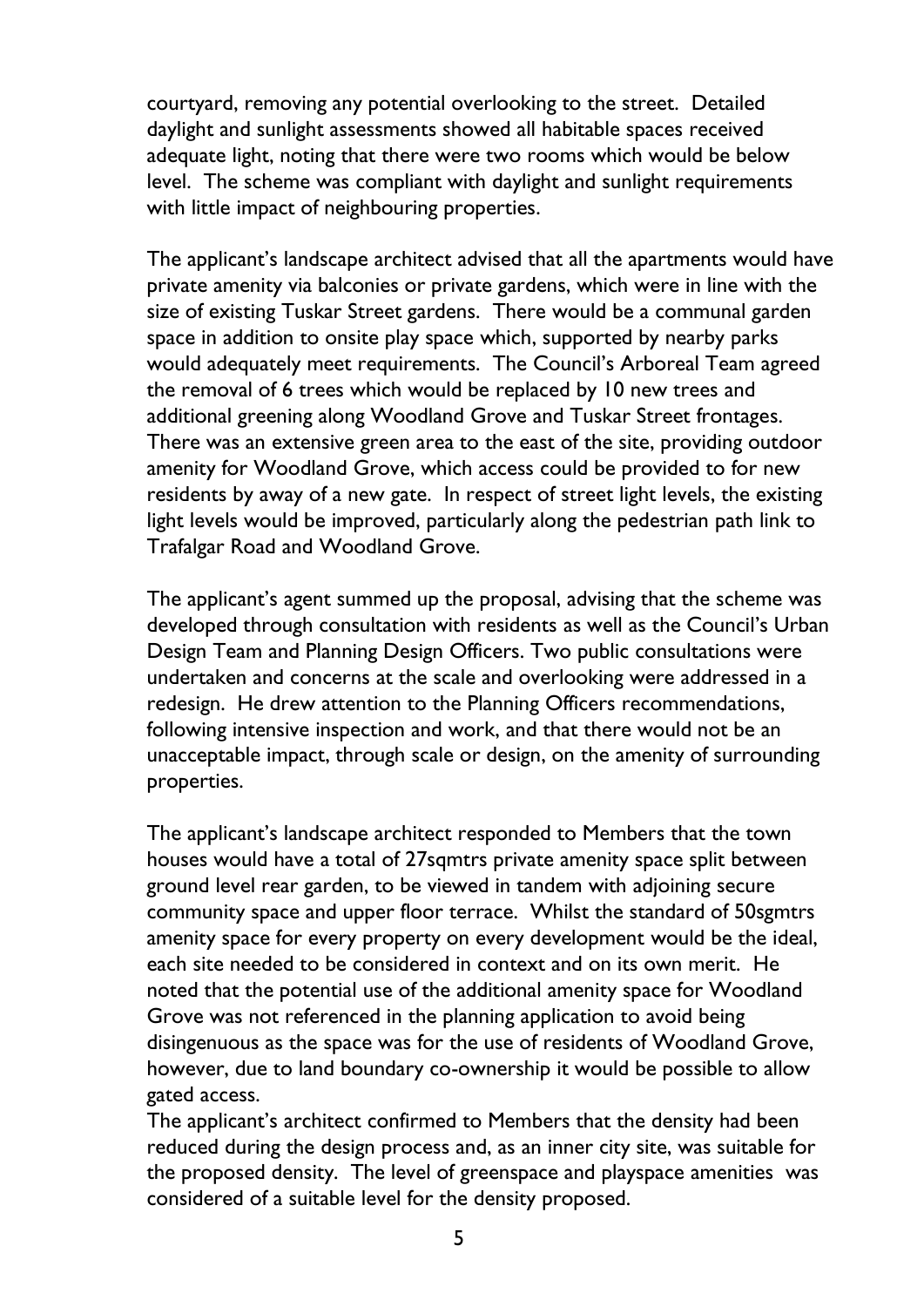courtyard, removing any potential overlooking to the street. Detailed daylight and sunlight assessments showed all habitable spaces received adequate light, noting that there were two rooms which would be below level. The scheme was compliant with daylight and sunlight requirements with little impact of neighbouring properties.

The applicant's landscape architect advised that all the apartments would have private amenity via balconies or private gardens, which were in line with the size of existing Tuskar Street gardens. There would be a communal garden space in addition to onsite play space which, supported by nearby parks would adequately meet requirements. The Council's Arboreal Team agreed the removal of 6 trees which would be replaced by 10 new trees and additional greening along Woodland Grove and Tuskar Street frontages. There was an extensive green area to the east of the site, providing outdoor amenity for Woodland Grove, which access could be provided to for new residents by away of a new gate. In respect of street light levels, the existing light levels would be improved, particularly along the pedestrian path link to Trafalgar Road and Woodland Grove.

The applicant's agent summed up the proposal, advising that the scheme was developed through consultation with residents as well as the Council's Urban Design Team and Planning Design Officers. Two public consultations were undertaken and concerns at the scale and overlooking were addressed in a redesign. He drew attention to the Planning Officers recommendations, following intensive inspection and work, and that there would not be an unacceptable impact, through scale or design, on the amenity of surrounding properties.

The applicant's landscape architect responded to Members that the town houses would have a total of 27sqmtrs private amenity space split between ground level rear garden, to be viewed in tandem with adjoining secure community space and upper floor terrace. Whilst the standard of 50sgmtrs amenity space for every property on every development would be the ideal, each site needed to be considered in context and on its own merit. He noted that the potential use of the additional amenity space for Woodland Grove was not referenced in the planning application to avoid being disingenuous as the space was for the use of residents of Woodland Grove, however, due to land boundary co-ownership it would be possible to allow gated access.

The applicant's architect confirmed to Members that the density had been reduced during the design process and, as an inner city site, was suitable for the proposed density. The level of greenspace and playspace amenities was considered of a suitable level for the density proposed.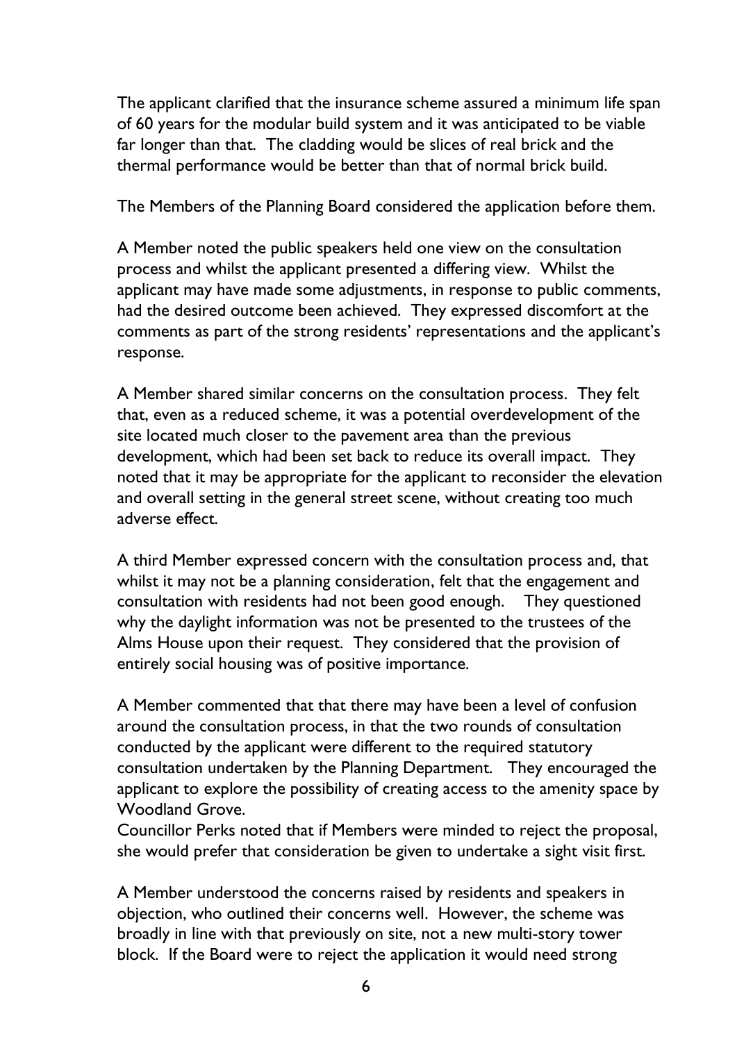The applicant clarified that the insurance scheme assured a minimum life span of 60 years for the modular build system and it was anticipated to be viable far longer than that. The cladding would be slices of real brick and the thermal performance would be better than that of normal brick build.

The Members of the Planning Board considered the application before them.

A Member noted the public speakers held one view on the consultation process and whilst the applicant presented a differing view. Whilst the applicant may have made some adjustments, in response to public comments, had the desired outcome been achieved. They expressed discomfort at the comments as part of the strong residents' representations and the applicant's response.

A Member shared similar concerns on the consultation process. They felt that, even as a reduced scheme, it was a potential overdevelopment of the site located much closer to the pavement area than the previous development, which had been set back to reduce its overall impact. They noted that it may be appropriate for the applicant to reconsider the elevation and overall setting in the general street scene, without creating too much adverse effect.

A third Member expressed concern with the consultation process and, that whilst it may not be a planning consideration, felt that the engagement and consultation with residents had not been good enough. They questioned why the daylight information was not be presented to the trustees of the Alms House upon their request. They considered that the provision of entirely social housing was of positive importance.

A Member commented that that there may have been a level of confusion around the consultation process, in that the two rounds of consultation conducted by the applicant were different to the required statutory consultation undertaken by the Planning Department. They encouraged the applicant to explore the possibility of creating access to the amenity space by Woodland Grove.
Councillor Perks noted that if Members were minded to reject the proposal, she would prefer that consideration be given to undertake a sight visit first.

A Member understood the concerns raised by residents and speakers in objection, who outlined their concerns well. However, the scheme was broadly in line with that previously on site, not a new multi-story tower block. If the Board were to reject the application it would need strong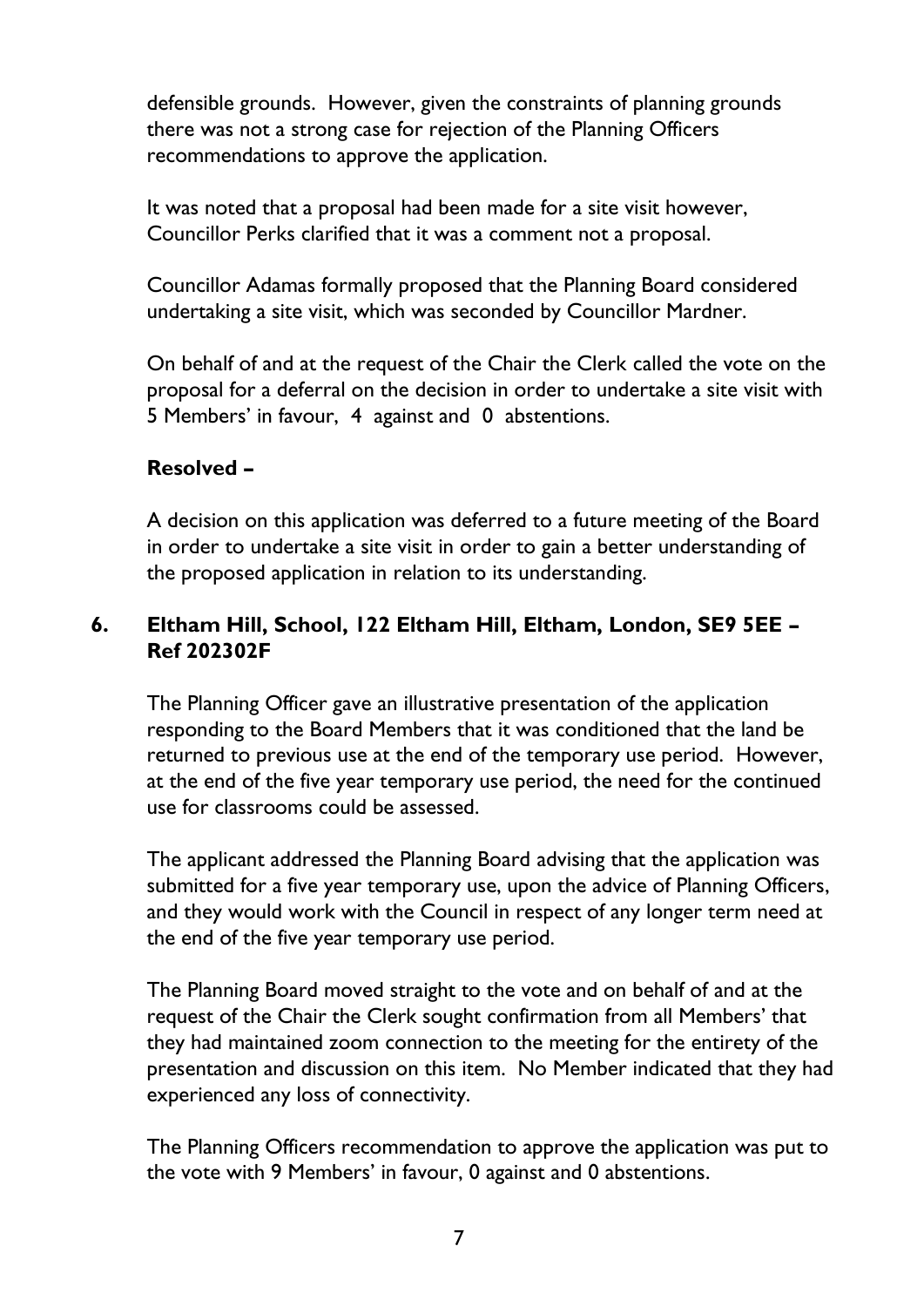defensible grounds. However, given the constraints of planning grounds there was not a strong case for rejection of the Planning Officers recommendations to approve the application.

It was noted that a proposal had been made for a site visit however, Councillor Perks clarified that it was a comment not a proposal.

Councillor Adamas formally proposed that the Planning Board considered undertaking a site visit, which was seconded by Councillor Mardner.

On behalf of and at the request of the Chair the Clerk called the vote on the proposal for a deferral on the decision in order to undertake a site visit with 5 Members' in favour, 4 against and 0 abstentions.

**Resolved –**

A decision on this application was deferred to a future meeting of the Board in order to undertake a site visit in order to gain a better understanding of the proposed application in relation to its understanding.

## 6. Eltham Hill, School, 122 Eltham Hill, Eltham, London, SE9 5EE – Ref 202302F

The Planning Officer gave an illustrative presentation of the application responding to the Board Members that it was conditioned that the land be returned to previous use at the end of the temporary use period. However, at the end of the five year temporary use period, the need for the continued use for classrooms could be assessed.

The applicant addressed the Planning Board advising that the application was submitted for a five year temporary use, upon the advice of Planning Officers, and they would work with the Council in respect of any longer term need at the end of the five year temporary use period.

The Planning Board moved straight to the vote and on behalf of and at the request of the Chair the Clerk sought confirmation from all Members' that they had maintained zoom connection to the meeting for the entirety of the presentation and discussion on this item. No Member indicated that they had experienced any loss of connectivity.

The Planning Officers recommendation to approve the application was put to the vote with 9 Members' in favour, 0 against and 0 abstentions.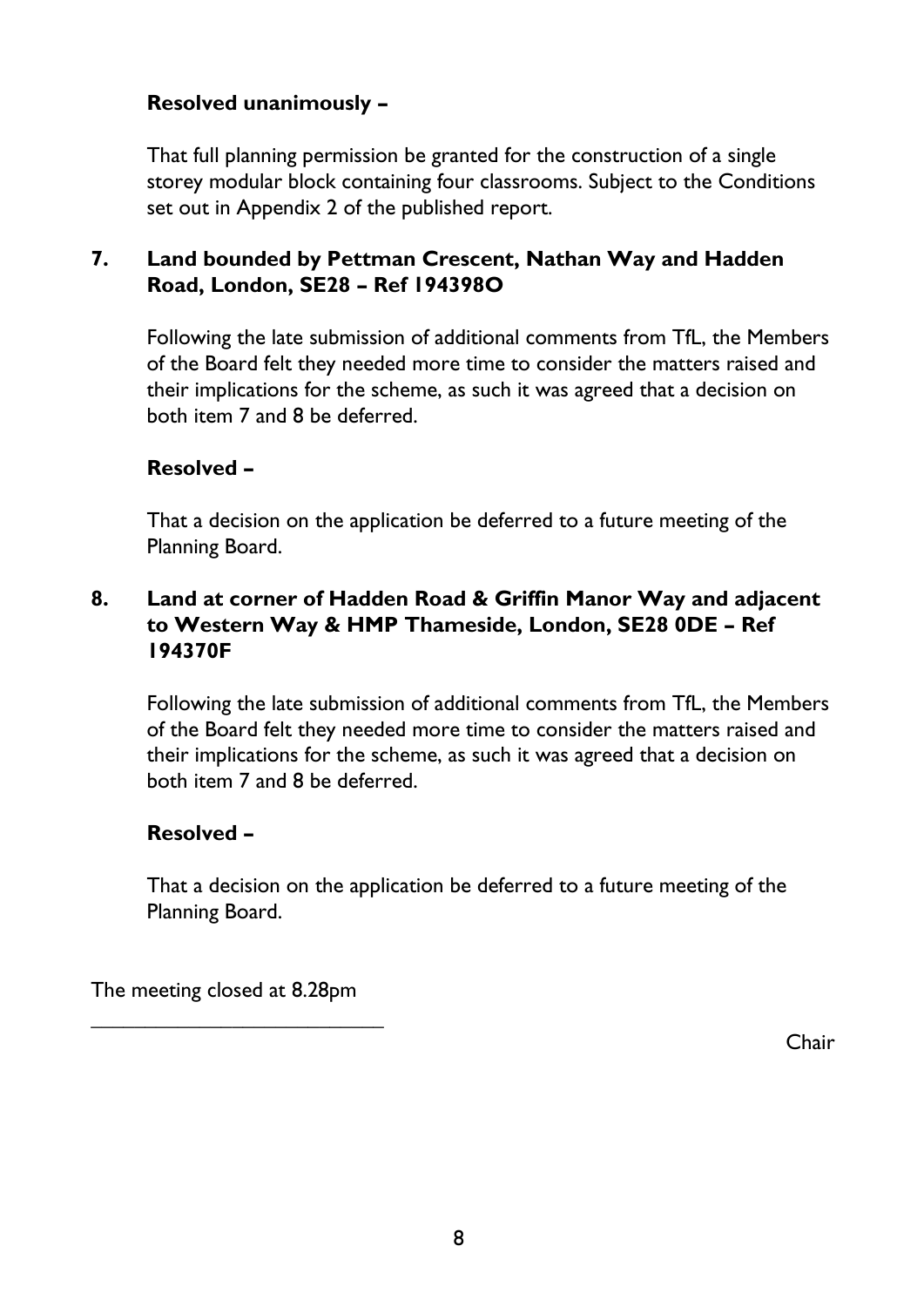**Resolved unanimously –**

That full planning permission be granted for the construction of a single storey modular block containing four classrooms. Subject to the Conditions set out in Appendix 2 of the published report.

### 7. Land bounded by Pettman Crescent, Nathan Way and Hadden Road, London, SE28 – Ref 194398O

Following the late submission of additional comments from TfL, the Members of the Board felt they needed more time to consider the matters raised and their implications for the scheme, as such it was agreed that a decision on both item 7 and 8 be deferred.

**Resolved –**

That a decision on the application be deferred to a future meeting of the Planning Board.

### 8. Land at corner of Hadden Road & Griffin Manor Way and adjacent to Western Way & HMP Thameside, London, SE28 0DE – Ref 194370F

Following the late submission of additional comments from TfL, the Members of the Board felt they needed more time to consider the matters raised and their implications for the scheme, as such it was agreed that a decision on both item 7 and 8 be deferred.

**Resolved –**

That a decision on the application be deferred to a future meeting of the Planning Board.

The meeting closed at 8.28pm

___________________________

Chair